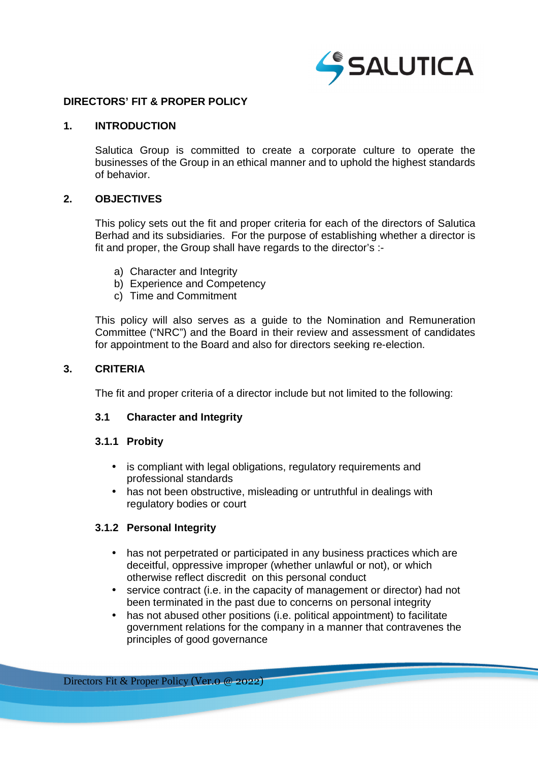**DIRECTORS' FIT & PROPER POLICY**

## 1. INTRODUCTION

Salutica Group is committed to create a corporate culture to operate the businesses of the Group in an ethical manner and to uphold the highest standards of behavior.

## 2. OBJECTIVES

This policy sets out the fit and proper criteria for each of the directors of Salutica Berhad and its subsidiaries. For the purpose of establishing whether a director is fit and proper, the Group shall have regards to the director's :-

a) Character and Integrity
b) Experience and Competency
c) Time and Commitment

This policy will also serves as a guide to the Nomination and Remuneration Committee ("NRC") and the Board in their review and assessment of candidates for appointment to the Board and also for directors seeking re-election.

## 3. CRITERIA

The fit and proper criteria of a director include but not limited to the following:

### 3.1 Character and Integrity

#### 3.1.1 Probity

- is compliant with legal obligations, regulatory requirements and professional standards
- has not been obstructive, misleading or untruthful in dealings with regulatory bodies or court

#### 3.1.2 Personal Integrity

- has not perpetrated or participated in any business practices which are deceitful, oppressive improper (whether unlawful or not), or which otherwise reflect discredit on this personal conduct
- service contract (i.e. in the capacity of management or director) had not been terminated in the past due to concerns on personal integrity
- has not abused other positions (i.e. political appointment) to facilitate government relations for the company in a manner that contravenes the principles of good governance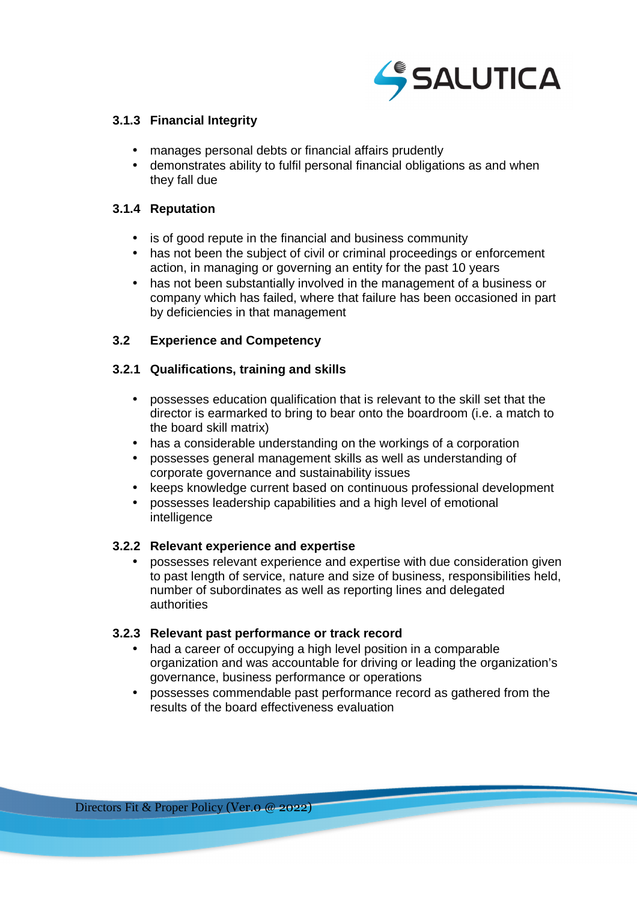#### 3.1.3 Financial Integrity

- manages personal debts or financial affairs prudently
- demonstrates ability to fulfil personal financial obligations as and when they fall due

#### 3.1.4 Reputation

- is of good repute in the financial and business community
- has not been the subject of civil or criminal proceedings or enforcement action, in managing or governing an entity for the past 10 years
- has not been substantially involved in the management of a business or company which has failed, where that failure has been occasioned in part by deficiencies in that management

### 3.2 Experience and Competency

#### 3.2.1 Qualifications, training and skills

- possesses education qualification that is relevant to the skill set that the director is earmarked to bring to bear onto the boardroom (i.e. a match to the board skill matrix)
- has a considerable understanding on the workings of a corporation
- possesses general management skills as well as understanding of corporate governance and sustainability issues
- keeps knowledge current based on continuous professional development
- possesses leadership capabilities and a high level of emotional intelligence

#### 3.2.2 Relevant experience and expertise

- possesses relevant experience and expertise with due consideration given to past length of service, nature and size of business, responsibilities held, number of subordinates as well as reporting lines and delegated authorities

#### 3.2.3 Relevant past performance or track record

- had a career of occupying a high level position in a comparable organization and was accountable for driving or leading the organization's governance, business performance or operations
- possesses commendable past performance record as gathered from the results of the board effectiveness evaluation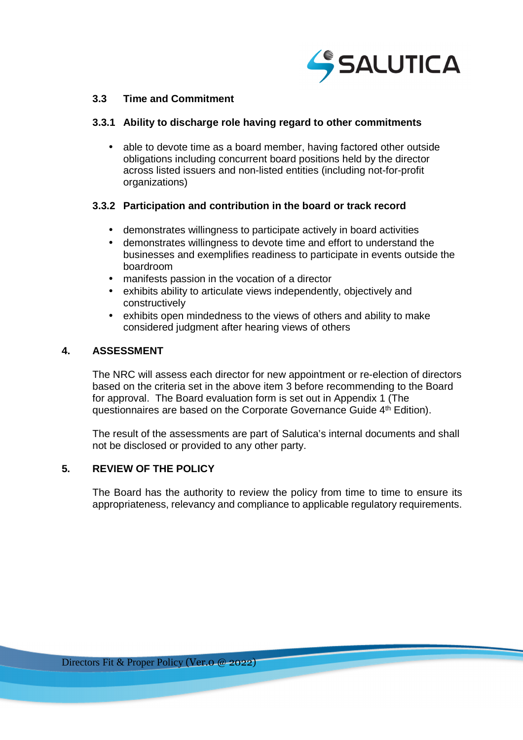### 3.3 Time and Commitment

#### 3.3.1 Ability to discharge role having regard to other commitments

- able to devote time as a board member, having factored other outside obligations including concurrent board positions held by the director across listed issuers and non-listed entities (including not-for-profit organizations)

#### 3.3.2 Participation and contribution in the board or track record

- demonstrates willingness to participate actively in board activities
- demonstrates willingness to devote time and effort to understand the businesses and exemplifies readiness to participate in events outside the boardroom
- manifests passion in the vocation of a director
- exhibits ability to articulate views independently, objectively and constructively
- exhibits open mindedness to the views of others and ability to make considered judgment after hearing views of others

## 4. ASSESSMENT

The NRC will assess each director for new appointment or re-election of directors based on the criteria set in the above item 3 before recommending to the Board for approval. The Board evaluation form is set out in Appendix 1 (The questionnaires are based on the Corporate Governance Guide 4th Edition).

The result of the assessments are part of Salutica's internal documents and shall not be disclosed or provided to any other party.

## 5. REVIEW OF THE POLICY

The Board has the authority to review the policy from time to time to ensure its appropriateness, relevancy and compliance to applicable regulatory requirements.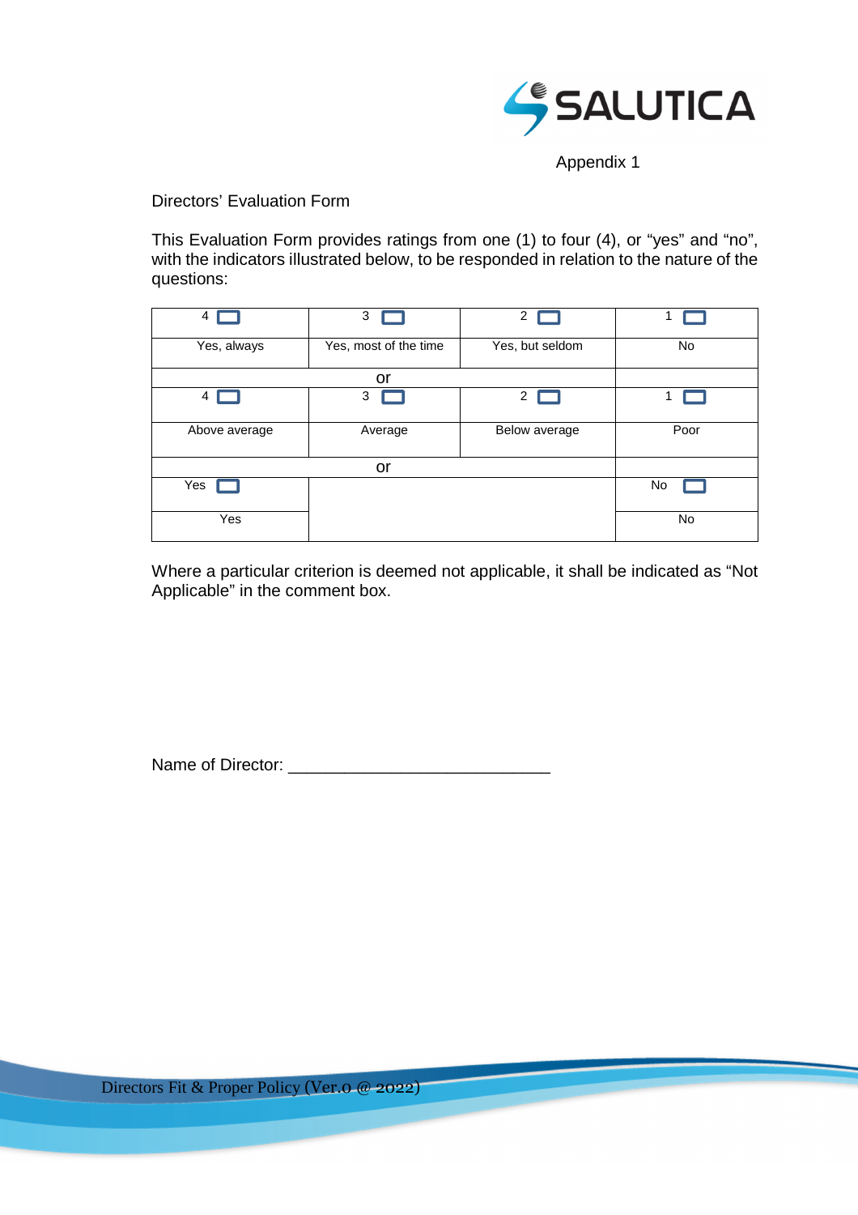Appendix 1

Directors' Evaluation Form

This Evaluation Form provides ratings from one (1) to four (4), or "yes" and "no", with the indicators illustrated below, to be responded in relation to the nature of the questions:

| 4 ☐ | 3 ☐ | 2 ☐ | 1 ☐ |
|---|---|---|---|
| Yes, always | Yes, most of the time | Yes, but seldom | No |
| or | | | |
| 4 ☐ | 3 ☐ | 2 ☐ | 1 ☐ |
| Above average | Average | Below average | Poor |
| or | | | |
| Yes ☐ | | | No ☐ |
| Yes | | | No |

Where a particular criterion is deemed not applicable, it shall be indicated as "Not Applicable" in the comment box.

Name of Director: ___________________________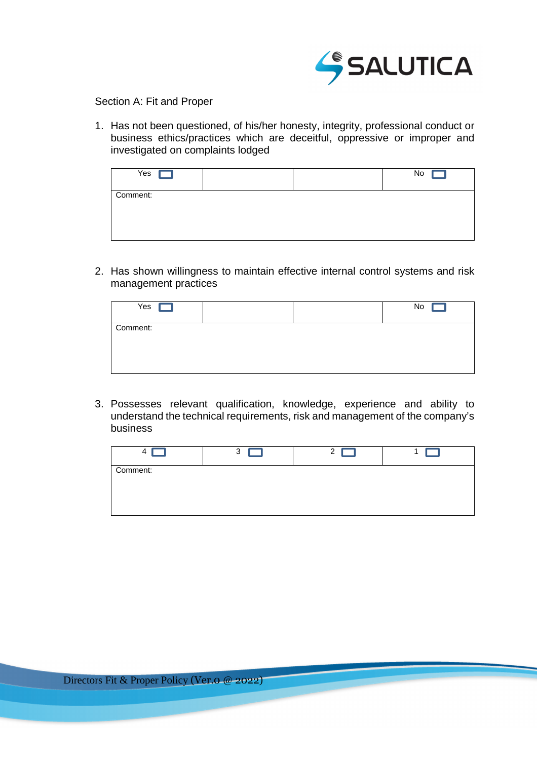Section A: Fit and Proper

1. Has not been questioned, of his/her honesty, integrity, professional conduct or business ethics/practices which are deceitful, oppressive or improper and investigated on complaints lodged

| Yes ☐ | | | No ☐ |
|---|---|---|---|
| Comment: | | | |

2. Has shown willingness to maintain effective internal control systems and risk management practices

| Yes ☐ | | | No ☐ |
|---|---|---|---|
| Comment: | | | |

3. Possesses relevant qualification, knowledge, experience and ability to understand the technical requirements, risk and management of the company's business

| 4 ☐ | 3 ☐ | 2 ☐ | 1 ☐ |
|---|---|---|---|
| Comment: | | | |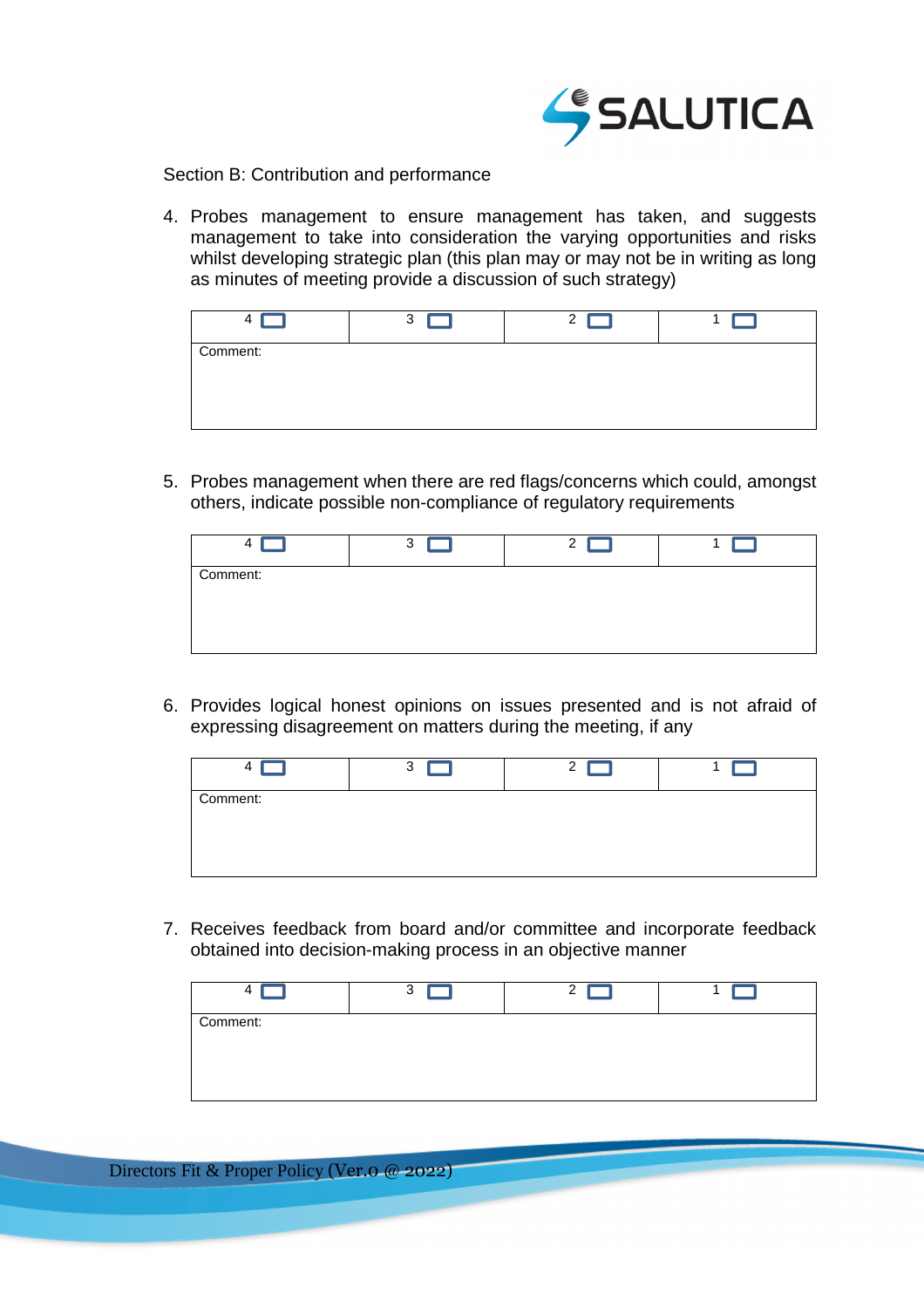Section B: Contribution and performance

4. Probes management to ensure management has taken, and suggests management to take into consideration the varying opportunities and risks whilst developing strategic plan (this plan may or may not be in writing as long as minutes of meeting provide a discussion of such strategy)

| 4 ☐ | 3 ☐ | 2 ☐ | 1 ☐ |
|---|---|---|---|
| Comment: | | | |

5. Probes management when there are red flags/concerns which could, amongst others, indicate possible non-compliance of regulatory requirements

| 4 ☐ | 3 ☐ | 2 ☐ | 1 ☐ |
|---|---|---|---|
| Comment: | | | |

6. Provides logical honest opinions on issues presented and is not afraid of expressing disagreement on matters during the meeting, if any

| 4 ☐ | 3 ☐ | 2 ☐ | 1 ☐ |
|---|---|---|---|
| Comment: | | | |

7. Receives feedback from board and/or committee and incorporate feedback obtained into decision-making process in an objective manner

| 4 ☐ | 3 ☐ | 2 ☐ | 1 ☐ |
|---|---|---|---|
| Comment: | | | |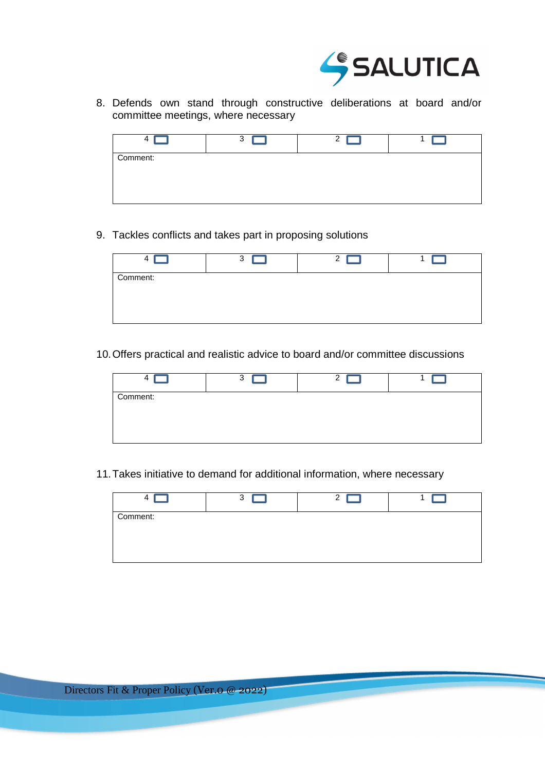8. Defends own stand through constructive deliberations at board and/or committee meetings, where necessary

| 4 ☐ | 3 ☐ | 2 ☐ | 1 ☐ |
|---|---|---|---|
| Comment: | | | |

9. Tackles conflicts and takes part in proposing solutions

| 4 ☐ | 3 ☐ | 2 ☐ | 1 ☐ |
|---|---|---|---|
| Comment: | | | |

10. Offers practical and realistic advice to board and/or committee discussions

| 4 ☐ | 3 ☐ | 2 ☐ | 1 ☐ |
|---|---|---|---|
| Comment: | | | |

11. Takes initiative to demand for additional information, where necessary

| 4 ☐ | 3 ☐ | 2 ☐ | 1 ☐ |
|---|---|---|---|
| Comment: | | | |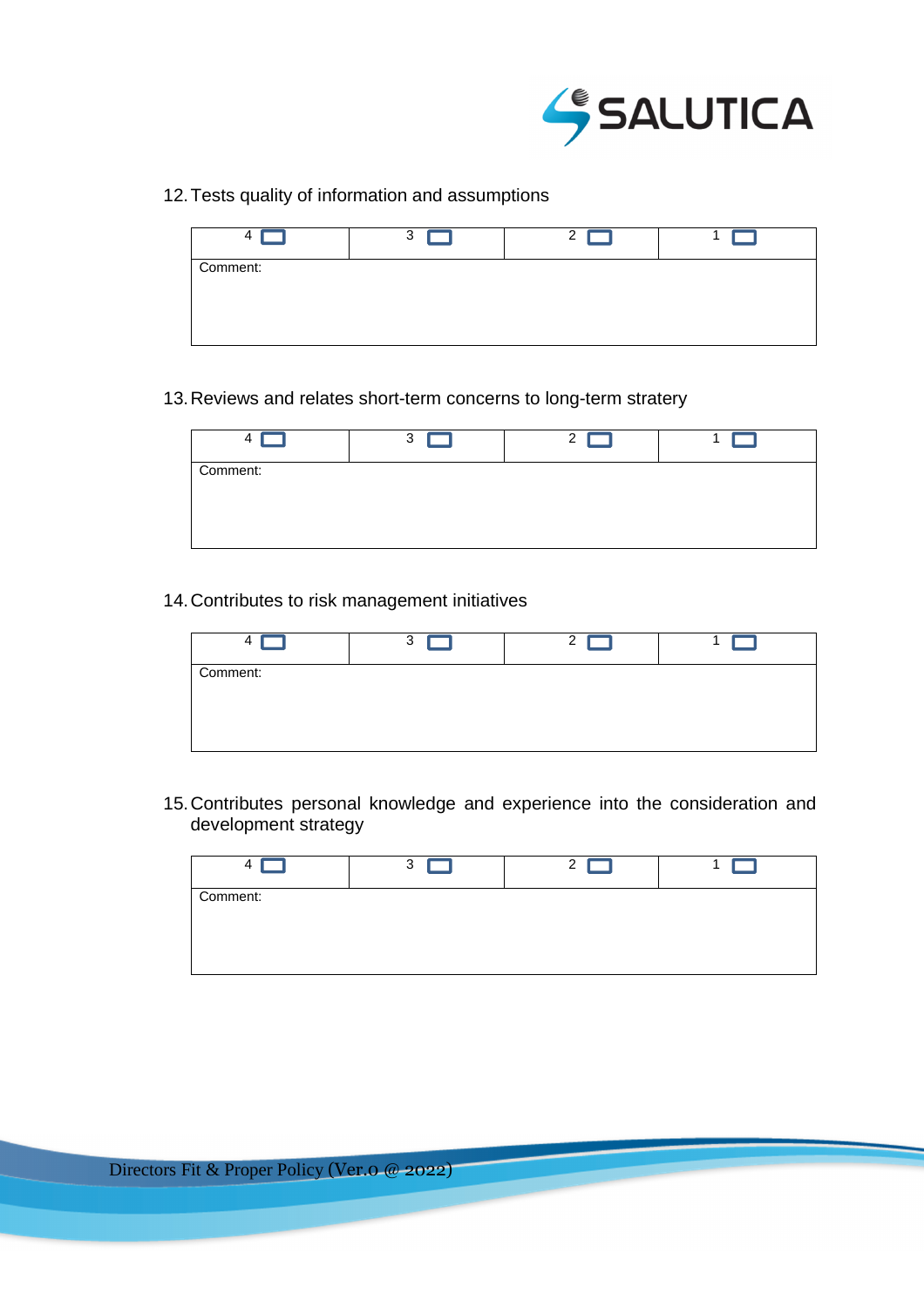12. Tests quality of information and assumptions

| 4 ☐ | 3 ☐ | 2 ☐ | 1 ☐ |
|---|---|---|---|
| Comment: | | | |

13. Reviews and relates short-term concerns to long-term stratery

| 4 ☐ | 3 ☐ | 2 ☐ | 1 ☐ |
|---|---|---|---|
| Comment: | | | |

14. Contributes to risk management initiatives

| 4 ☐ | 3 ☐ | 2 ☐ | 1 ☐ |
|---|---|---|---|
| Comment: | | | |

15. Contributes personal knowledge and experience into the consideration and development strategy

| 4 ☐ | 3 ☐ | 2 ☐ | 1 ☐ |
|---|---|---|---|
| Comment: | | | |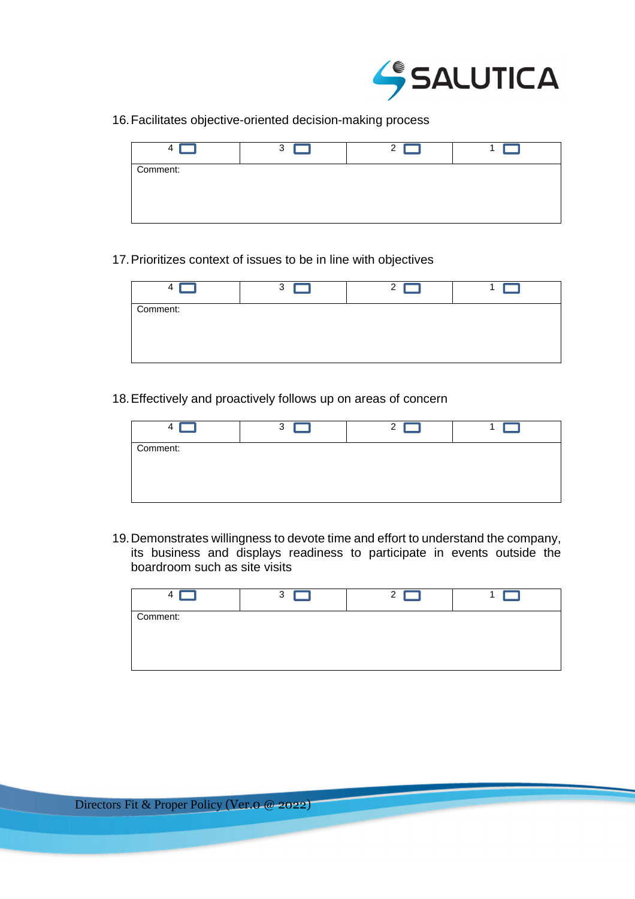16. Facilitates objective-oriented decision-making process

| 4 ☐ | 3 ☐ | 2 ☐ | 1 ☐ |
|---|---|---|---|
| Comment: | | | |

17. Prioritizes context of issues to be in line with objectives

| 4 ☐ | 3 ☐ | 2 ☐ | 1 ☐ |
|---|---|---|---|
| Comment: | | | |

18. Effectively and proactively follows up on areas of concern

| 4 ☐ | 3 ☐ | 2 ☐ | 1 ☐ |
|---|---|---|---|
| Comment: | | | |

19. Demonstrates willingness to devote time and effort to understand the company, its business and displays readiness to participate in events outside the boardroom such as site visits

| 4 ☐ | 3 ☐ | 2 ☐ | 1 ☐ |
|---|---|---|---|
| Comment: | | | |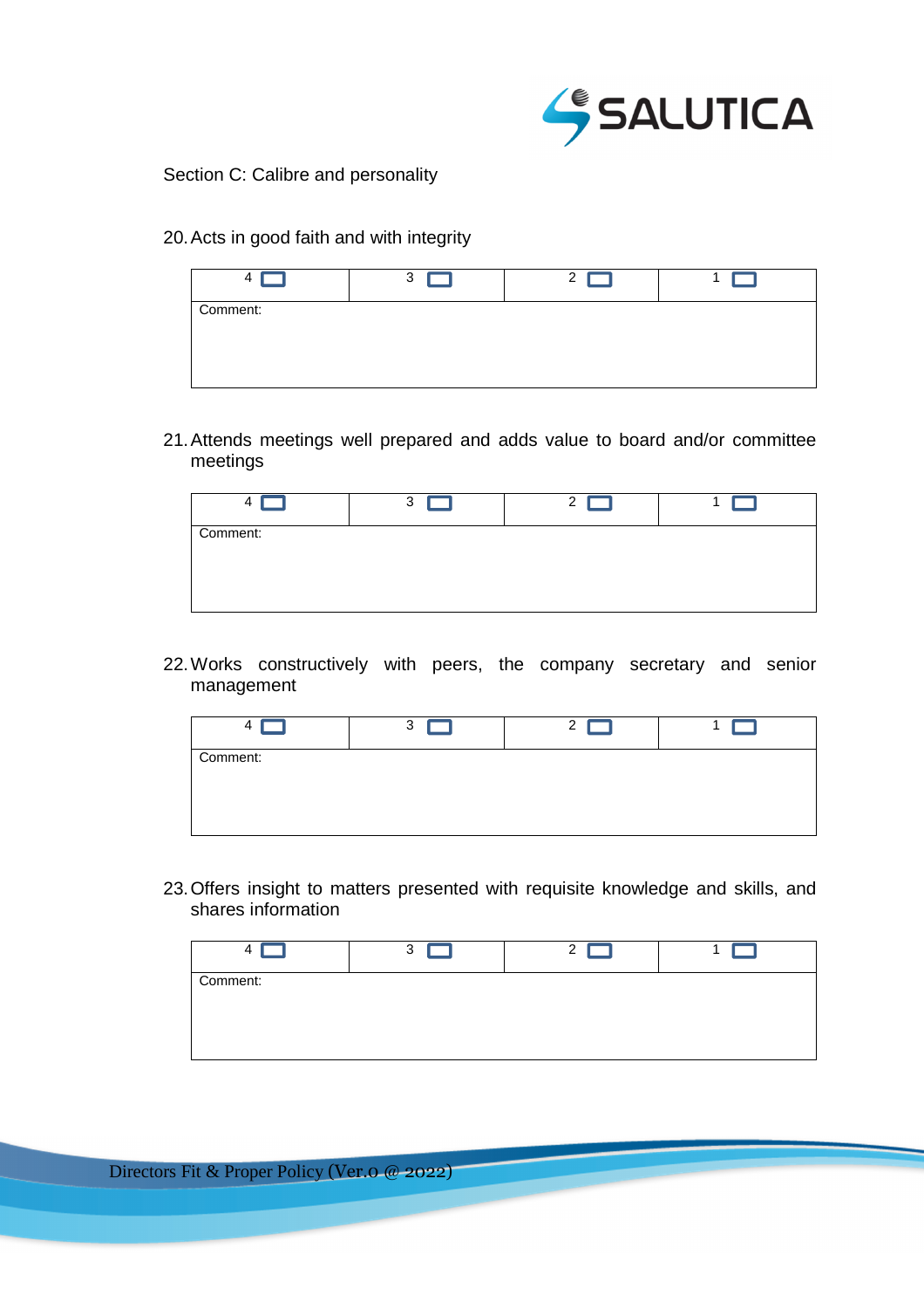Section C: Calibre and personality

20. Acts in good faith and with integrity

| 4 ☐ | 3 ☐ | 2 ☐ | 1 ☐ |
|---|---|---|---|
| Comment: | | | |

21. Attends meetings well prepared and adds value to board and/or committee meetings

| 4 ☐ | 3 ☐ | 2 ☐ | 1 ☐ |
|---|---|---|---|
| Comment: | | | |

22. Works constructively with peers, the company secretary and senior management

| 4 ☐ | 3 ☐ | 2 ☐ | 1 ☐ |
|---|---|---|---|
| Comment: | | | |

23. Offers insight to matters presented with requisite knowledge and skills, and shares information

| 4 ☐ | 3 ☐ | 2 ☐ | 1 ☐ |
|---|---|---|---|
| Comment: | | | |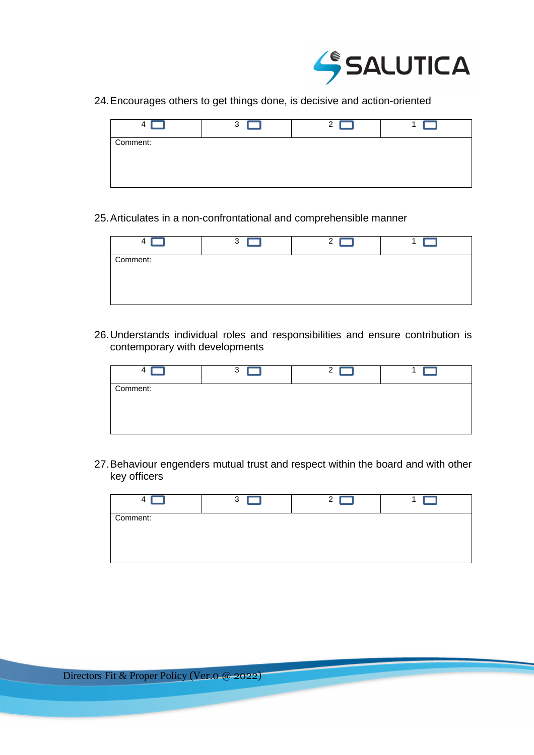24. Encourages others to get things done, is decisive and action-oriented

| 4 ☐ | 3 ☐ | 2 ☐ | 1 ☐ |
| --- | --- | --- | --- |
| Comment: | | | |

25. Articulates in a non-confrontational and comprehensible manner

| 4 ☐ | 3 ☐ | 2 ☐ | 1 ☐ |
| --- | --- | --- | --- |
| Comment: | | | |

26. Understands individual roles and responsibilities and ensure contribution is contemporary with developments

| 4 ☐ | 3 ☐ | 2 ☐ | 1 ☐ |
| --- | --- | --- | --- |
| Comment: | | | |

27. Behaviour engenders mutual trust and respect within the board and with other key officers

| 4 ☐ | 3 ☐ | 2 ☐ | 1 ☐ |
| --- | --- | --- | --- |
| Comment: | | | |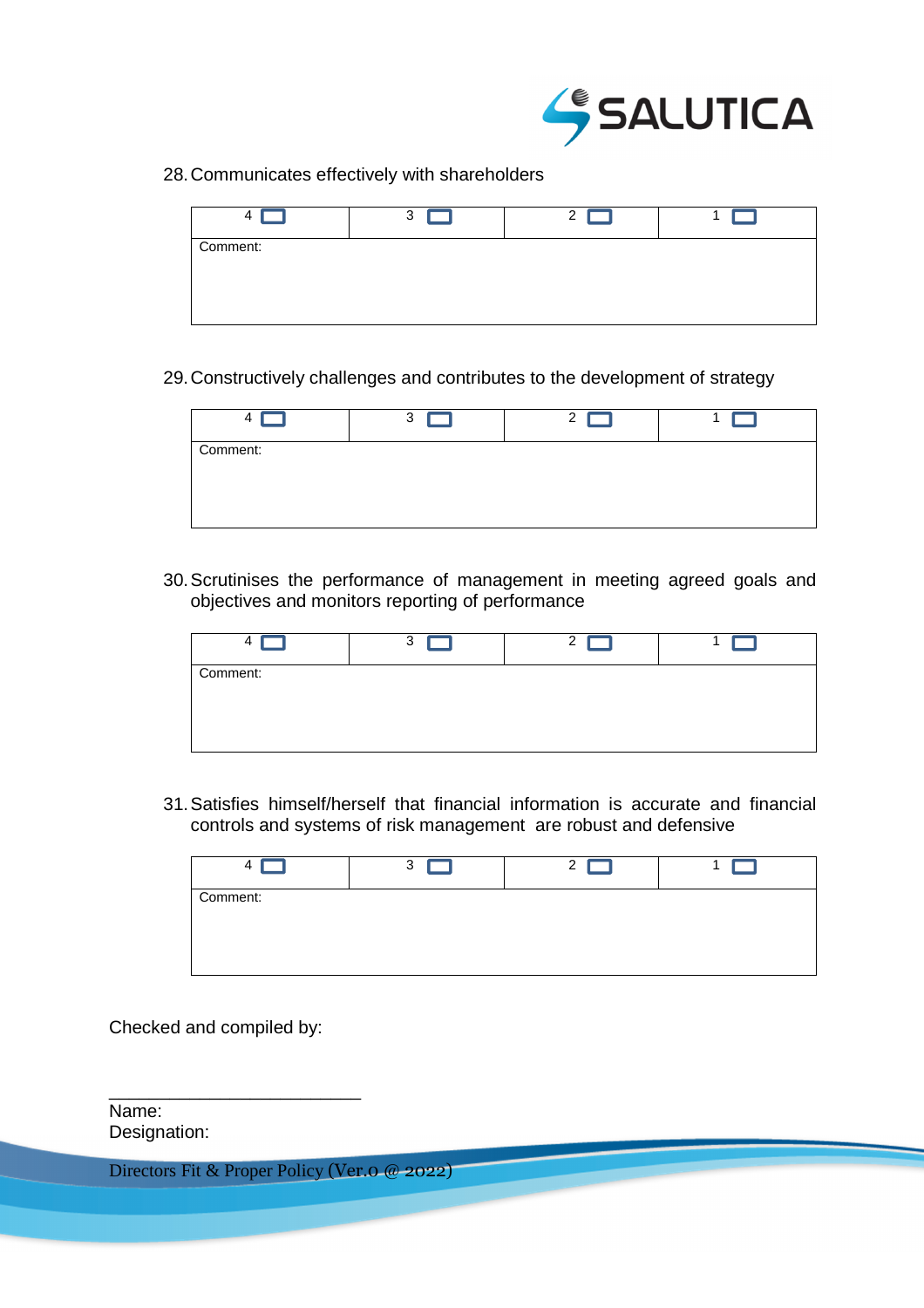28. Communicates effectively with shareholders

| 4 ☐ | 3 ☐ | 2 ☐ | 1 ☐ |
|---|---|---|---|
| Comment: | | | |

29. Constructively challenges and contributes to the development of strategy

| 4 ☐ | 3 ☐ | 2 ☐ | 1 ☐ |
|---|---|---|---|
| Comment: | | | |

30. Scrutinises the performance of management in meeting agreed goals and objectives and monitors reporting of performance

| 4 ☐ | 3 ☐ | 2 ☐ | 1 ☐ |
|---|---|---|---|
| Comment: | | | |

31. Satisfies himself/herself that financial information is accurate and financial controls and systems of risk management are robust and defensive

| 4 ☐ | 3 ☐ | 2 ☐ | 1 ☐ |
|---|---|---|---|
| Comment: | | | |

Checked and compiled by:

\_\_\_\_\_\_\_\_\_\_\_\_\_\_\_\_\_\_\_\_\_\_\_\_\_\_

Name:

Designation: